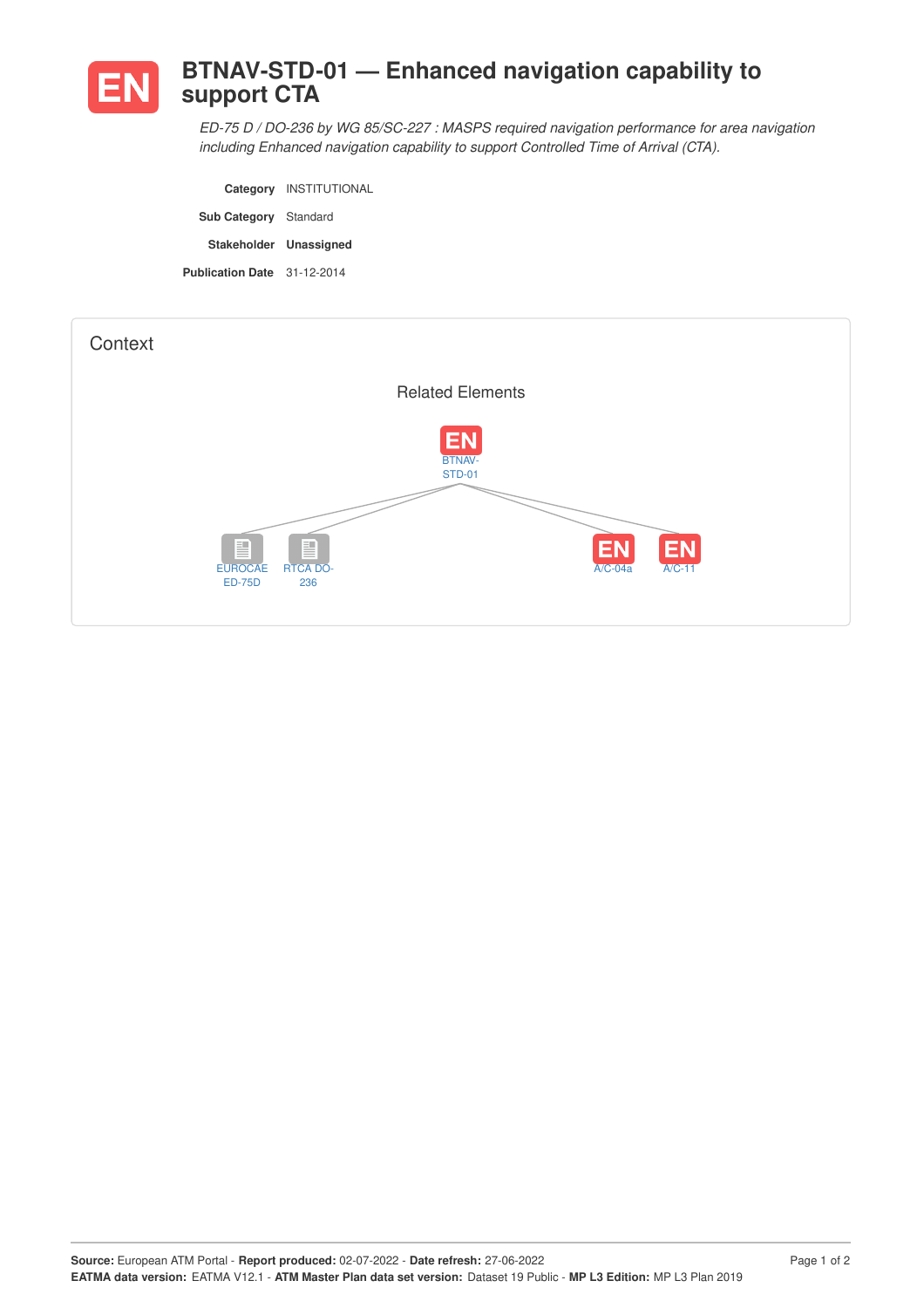# BTNAV-STD-01 — Enhanced navigation capability to support CTA

*ED-75 D / DO-236 by WG 85/SC-227 : MASPS required navigation performance for area navigation including Enhanced navigation capability to support Controlled Time of Arrival (CTA).*

**Category** INSTITUTIONAL

**Sub Category** Standard

**Stakeholder** Unassigned

**Publication Date** 31-12-2014

## Context

### Related Elements

BTNAV-STD-01

EUROCAE ED-75D

RTCA DO-236

A/C-04a

A/C-11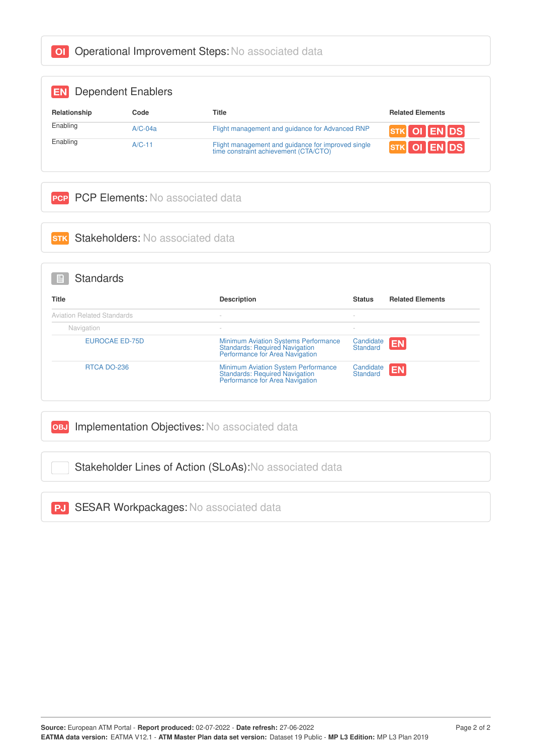## OI Operational Improvement Steps: No associated data

## EN Dependent Enablers

| Relationship | Code | Title | Related Elements |
|---|---|---|---|
| Enabling | A/C-04a | Flight management and guidance for Advanced RNP | STK OI EN DS |
| Enabling | A/C-11 | Flight management and guidance for improved single time constraint achievement (CTA/CTO) | STK OI EN DS |

## PCP PCP Elements: No associated data

## STK Stakeholders: No associated data

## Standards

| Title | Description | Status | Related Elements |
|---|---|---|---|
| Aviation Related Standards | - | - | |
| Navigation | - | - | |
| EUROCAE ED-75D | Minimum Aviation Systems Performance Standards: Required Navigation Performance for Area Navigation | Candidate Standard | EN |
| RTCA DO-236 | Minimum Aviation System Performance Standards: Required Navigation Performance for Area Navigation | Candidate Standard | EN |

## OBJ Implementation Objectives: No associated data

## Stakeholder Lines of Action (SLoAs): No associated data

## PJ SESAR Workpackages: No associated data

**Source:** European ATM Portal - **Report produced:** 02-07-2022 - **Date refresh:** 27-06-2022
**EATMA data version:** EATMA V12.1 - **ATM Master Plan data set version:** Dataset 19 Public - **MP L3 Edition:** MP L3 Plan 2019